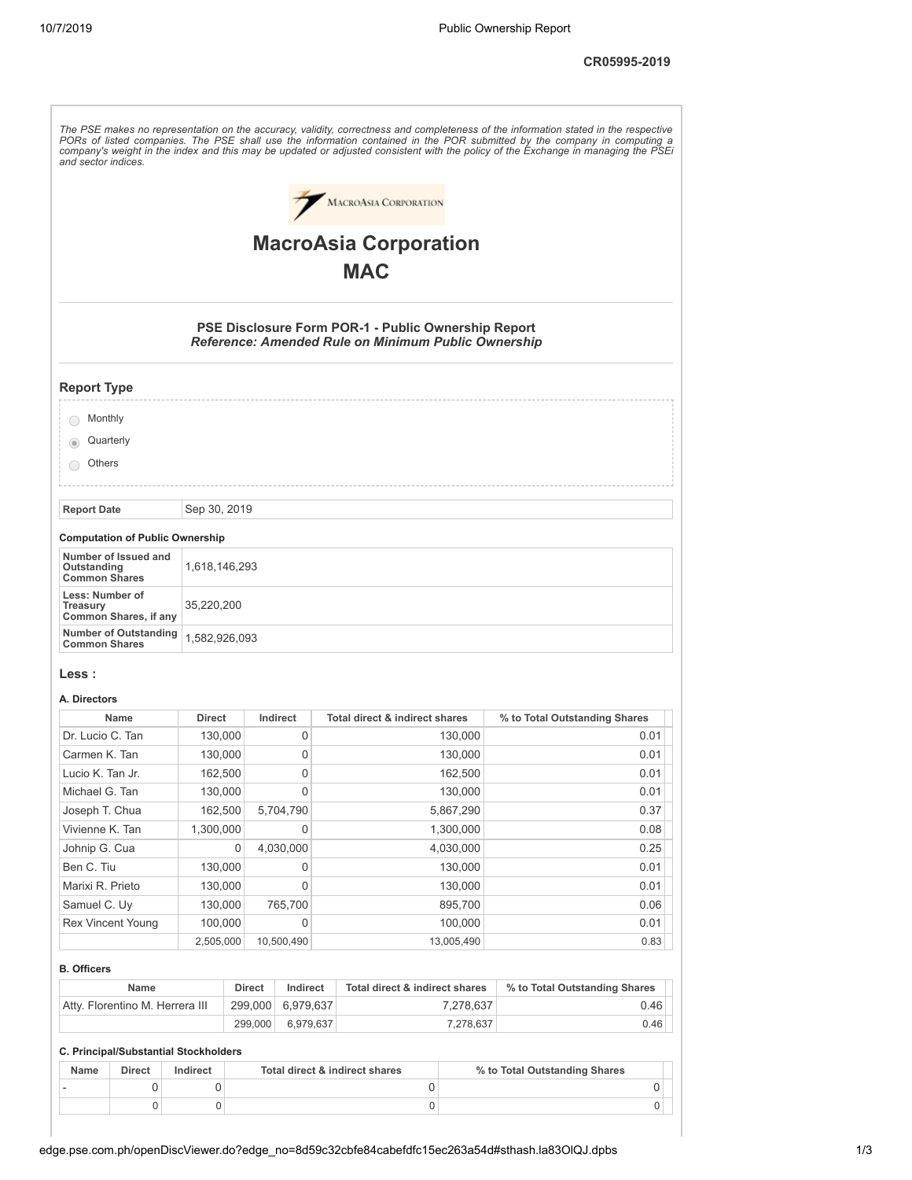CR05995-2019

*The PSE makes no representation on the accuracy, validity, correctness and completeness of the information stated in the respective PORs of listed companies. The PSE shall use the information contained in the POR submitted by the company in computing a company's weight in the index and this may be updated or adjusted consistent with the policy of the Exchange in managing the PSEi and sector indices.*

# MacroAsia Corporation

# MAC

### PSE Disclosure Form POR-1 - Public Ownership Report

***Reference: Amended Rule on Minimum Public Ownership***

## Report Type

- Monthly
- (selected) Quarterly
- Others

| Report Date | Sep 30, 2019 |
|---|---|

**Computation of Public Ownership**

| | |
|---|---|
| **Number of Issued and Outstanding Common Shares** | 1,618,146,293 |
| **Less: Number of Treasury Common Shares, if any** | 35,220,200 |
| **Number of Outstanding Common Shares** | 1,582,926,093 |

## Less :

**A. Directors**

| Name | Direct | Indirect | Total direct & indirect shares | % to Total Outstanding Shares |
|---|---|---|---|---|
| Dr. Lucio C. Tan | 130,000 | 0 | 130,000 | 0.01 |
| Carmen K. Tan | 130,000 | 0 | 130,000 | 0.01 |
| Lucio K. Tan Jr. | 162,500 | 0 | 162,500 | 0.01 |
| Michael G. Tan | 130,000 | 0 | 130,000 | 0.01 |
| Joseph T. Chua | 162,500 | 5,704,790 | 5,867,290 | 0.37 |
| Vivienne K. Tan | 1,300,000 | 0 | 1,300,000 | 0.08 |
| Johnip G. Cua | 0 | 4,030,000 | 4,030,000 | 0.25 |
| Ben C. Tiu | 130,000 | 0 | 130,000 | 0.01 |
| Marixi R. Prieto | 130,000 | 0 | 130,000 | 0.01 |
| Samuel C. Uy | 130,000 | 765,700 | 895,700 | 0.06 |
| Rex Vincent Young | 100,000 | 0 | 100,000 | 0.01 |
| | 2,505,000 | 10,500,490 | 13,005,490 | 0.83 |

**B. Officers**

| Name | Direct | Indirect | Total direct & indirect shares | % to Total Outstanding Shares |
|---|---|---|---|---|
| Atty. Florentino M. Herrera III | 299,000 | 6,979,637 | 7,278,637 | 0.46 |
| | 299,000 | 6,979,637 | 7,278,637 | 0.46 |

**C. Principal/Substantial Stockholders**

| Name | Direct | Indirect | Total direct & indirect shares | % to Total Outstanding Shares |
|---|---|---|---|---|
| - | 0 | 0 | 0 | 0 |
| | 0 | 0 | 0 | 0 |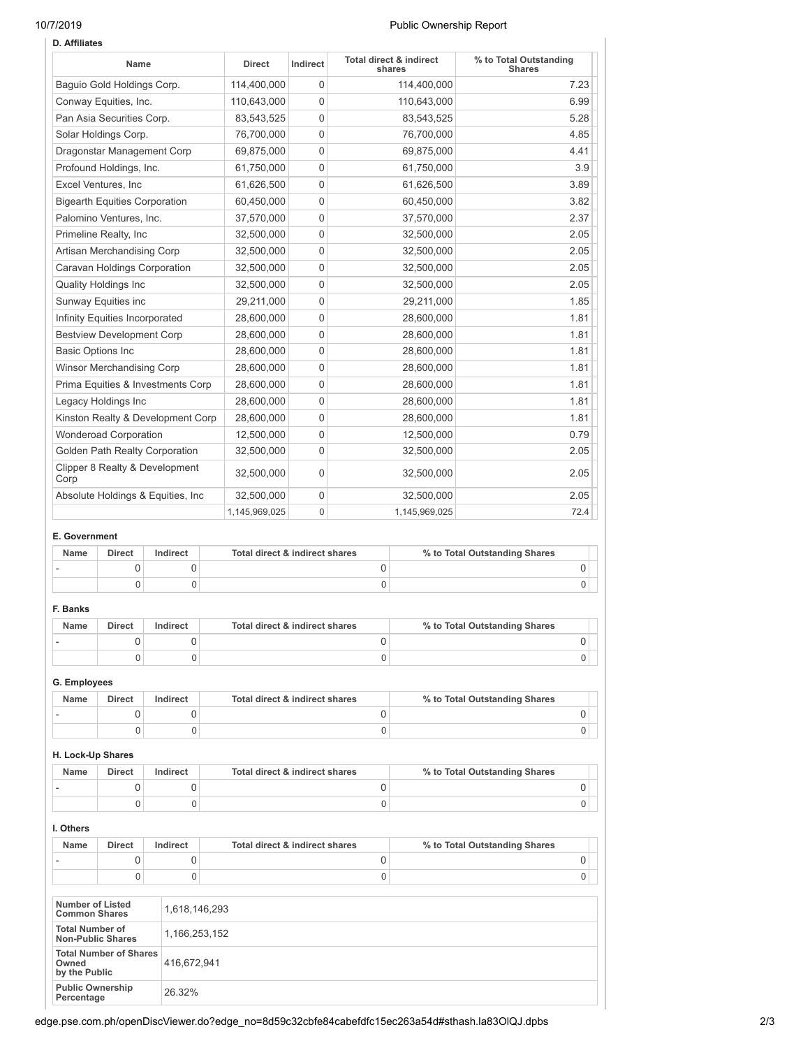**D. Affiliates**

| Name | Direct | Indirect | Total direct & indirect shares | % to Total Outstanding Shares |
|---|---|---|---|---|
| Baguio Gold Holdings Corp. | 114,400,000 | 0 | 114,400,000 | 7.23 |
| Conway Equities, Inc. | 110,643,000 | 0 | 110,643,000 | 6.99 |
| Pan Asia Securities Corp. | 83,543,525 | 0 | 83,543,525 | 5.28 |
| Solar Holdings Corp. | 76,700,000 | 0 | 76,700,000 | 4.85 |
| Dragonstar Management Corp | 69,875,000 | 0 | 69,875,000 | 4.41 |
| Profound Holdings, Inc. | 61,750,000 | 0 | 61,750,000 | 3.9 |
| Excel Ventures, Inc | 61,626,500 | 0 | 61,626,500 | 3.89 |
| Bigearth Equities Corporation | 60,450,000 | 0 | 60,450,000 | 3.82 |
| Palomino Ventures, Inc. | 37,570,000 | 0 | 37,570,000 | 2.37 |
| Primeline Realty, Inc | 32,500,000 | 0 | 32,500,000 | 2.05 |
| Artisan Merchandising Corp | 32,500,000 | 0 | 32,500,000 | 2.05 |
| Caravan Holdings Corporation | 32,500,000 | 0 | 32,500,000 | 2.05 |
| Quality Holdings Inc | 32,500,000 | 0 | 32,500,000 | 2.05 |
| Sunway Equities inc | 29,211,000 | 0 | 29,211,000 | 1.85 |
| Infinity Equities Incorporated | 28,600,000 | 0 | 28,600,000 | 1.81 |
| Bestview Development Corp | 28,600,000 | 0 | 28,600,000 | 1.81 |
| Basic Options Inc | 28,600,000 | 0 | 28,600,000 | 1.81 |
| Winsor Merchandising Corp | 28,600,000 | 0 | 28,600,000 | 1.81 |
| Prima Equities & Investments Corp | 28,600,000 | 0 | 28,600,000 | 1.81 |
| Legacy Holdings Inc | 28,600,000 | 0 | 28,600,000 | 1.81 |
| Kinston Realty & Development Corp | 28,600,000 | 0 | 28,600,000 | 1.81 |
| Wonderoad Corporation | 12,500,000 | 0 | 12,500,000 | 0.79 |
| Golden Path Realty Corporation | 32,500,000 | 0 | 32,500,000 | 2.05 |
| Clipper 8 Realty & Development Corp | 32,500,000 | 0 | 32,500,000 | 2.05 |
| Absolute Holdings & Equities, Inc | 32,500,000 | 0 | 32,500,000 | 2.05 |
| | 1,145,969,025 | 0 | 1,145,969,025 | 72.4 |

**E. Government**

| Name | Direct | Indirect | Total direct & indirect shares | % to Total Outstanding Shares |
|---|---|---|---|---|
| - | 0 | 0 | 0 | 0 |
| | 0 | 0 | 0 | 0 |

**F. Banks**

| Name | Direct | Indirect | Total direct & indirect shares | % to Total Outstanding Shares |
|---|---|---|---|---|
| - | 0 | 0 | 0 | 0 |
| | 0 | 0 | 0 | 0 |

**G. Employees**

| Name | Direct | Indirect | Total direct & indirect shares | % to Total Outstanding Shares |
|---|---|---|---|---|
| - | 0 | 0 | 0 | 0 |
| | 0 | 0 | 0 | 0 |

**H. Lock-Up Shares**

| Name | Direct | Indirect | Total direct & indirect shares | % to Total Outstanding Shares |
|---|---|---|---|---|
| - | 0 | 0 | 0 | 0 |
| | 0 | 0 | 0 | 0 |

**I. Others**

| Name | Direct | Indirect | Total direct & indirect shares | % to Total Outstanding Shares |
|---|---|---|---|---|
| - | 0 | 0 | 0 | 0 |
| | 0 | 0 | 0 | 0 |

| | |
|---|---|
| **Number of Listed Common Shares** | 1,618,146,293 |
| **Total Number of Non-Public Shares** | 1,166,253,152 |
| **Total Number of Shares Owned by the Public** | 416,672,941 |
| **Public Ownership Percentage** | 26.32% |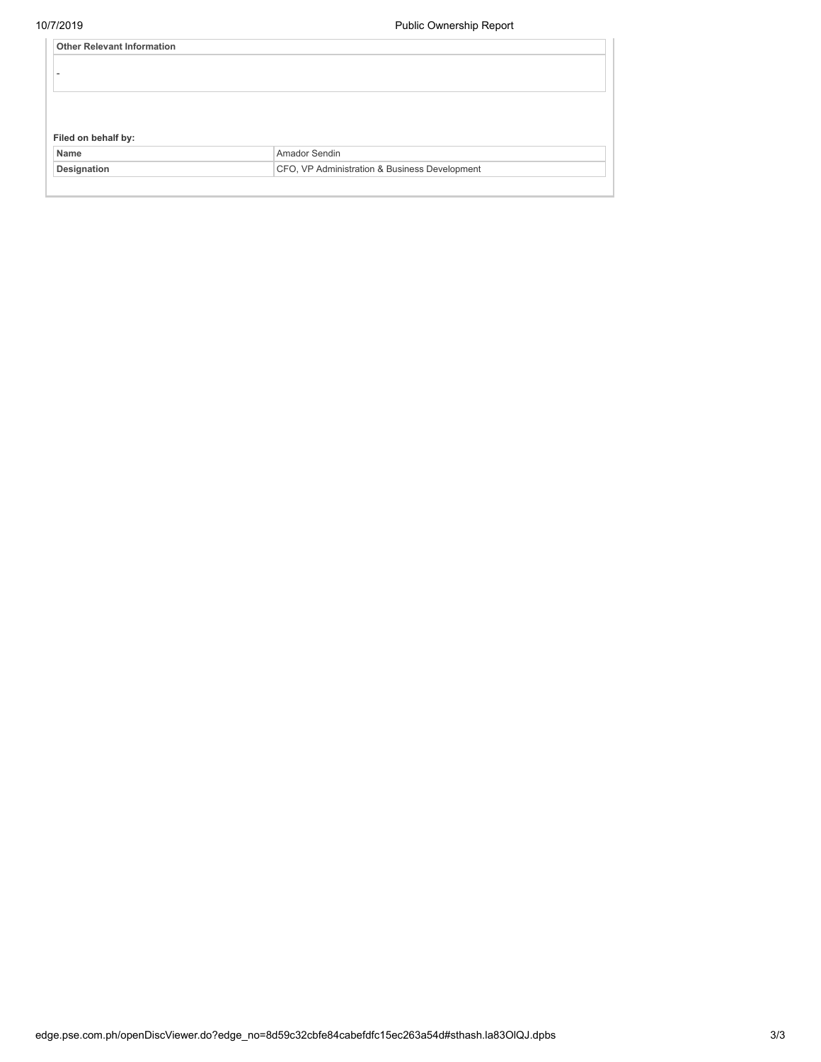| Other Relevant Information |
| --- |
| - |

**Filed on behalf by:**

| | |
| --- | --- |
| **Name** | Amador Sendin |
| **Designation** | CFO, VP Administration & Business Development |